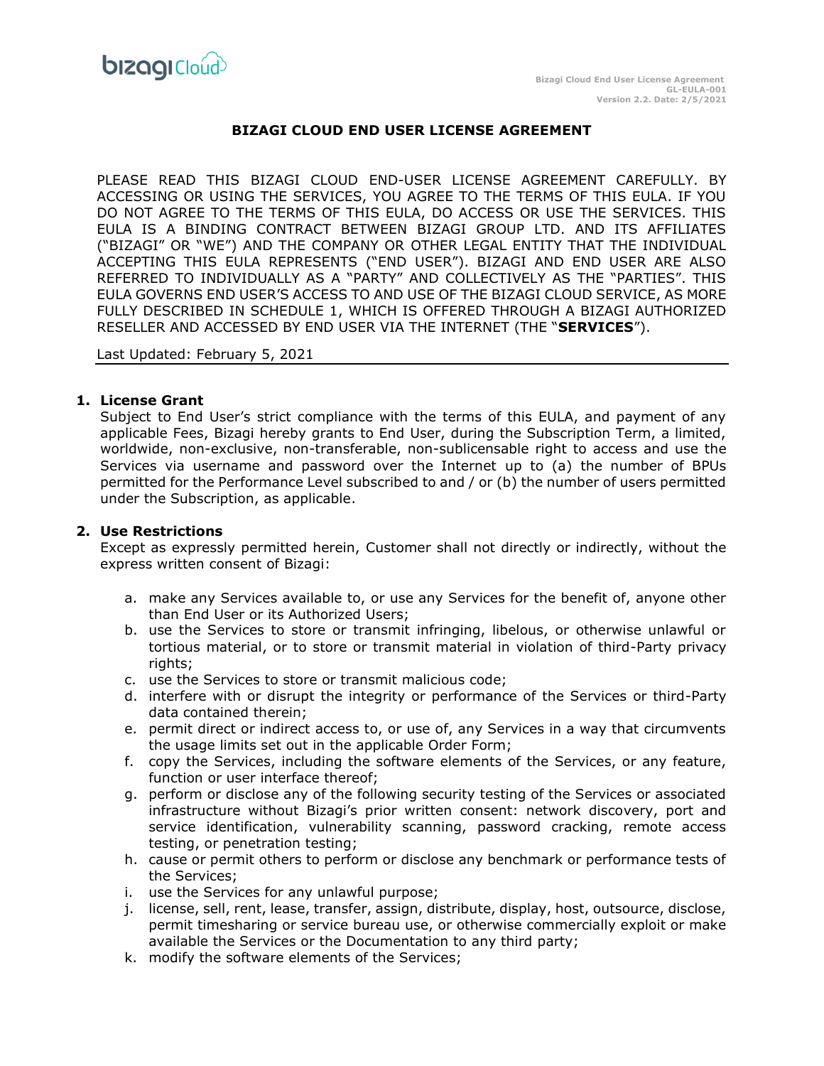# BIZAGI CLOUD END USER LICENSE AGREEMENT

PLEASE READ THIS BIZAGI CLOUD END-USER LICENSE AGREEMENT CAREFULLY. BY ACCESSING OR USING THE SERVICES, YOU AGREE TO THE TERMS OF THIS EULA. IF YOU DO NOT AGREE TO THE TERMS OF THIS EULA, DO ACCESS OR USE THE SERVICES. THIS EULA IS A BINDING CONTRACT BETWEEN BIZAGI GROUP LTD. AND ITS AFFILIATES ("BIZAGI" OR "WE") AND THE COMPANY OR OTHER LEGAL ENTITY THAT THE INDIVIDUAL ACCEPTING THIS EULA REPRESENTS ("END USER"). BIZAGI AND END USER ARE ALSO REFERRED TO INDIVIDUALLY AS A "PARTY" AND COLLECTIVELY AS THE "PARTIES". THIS EULA GOVERNS END USER'S ACCESS TO AND USE OF THE BIZAGI CLOUD SERVICE, AS MORE FULLY DESCRIBED IN SCHEDULE 1, WHICH IS OFFERED THROUGH A BIZAGI AUTHORIZED RESELLER AND ACCESSED BY END USER VIA THE INTERNET (THE "**SERVICES**").

Last Updated: February 5, 2021

## 1. License Grant

Subject to End User's strict compliance with the terms of this EULA, and payment of any applicable Fees, Bizagi hereby grants to End User, during the Subscription Term, a limited, worldwide, non-exclusive, non-transferable, non-sublicensable right to access and use the Services via username and password over the Internet up to (a) the number of BPUs permitted for the Performance Level subscribed to and / or (b) the number of users permitted under the Subscription, as applicable.

## 2. Use Restrictions

Except as expressly permitted herein, Customer shall not directly or indirectly, without the express written consent of Bizagi:

a. make any Services available to, or use any Services for the benefit of, anyone other than End User or its Authorized Users;
b. use the Services to store or transmit infringing, libelous, or otherwise unlawful or tortious material, or to store or transmit material in violation of third-Party privacy rights;
c. use the Services to store or transmit malicious code;
d. interfere with or disrupt the integrity or performance of the Services or third-Party data contained therein;
e. permit direct or indirect access to, or use of, any Services in a way that circumvents the usage limits set out in the applicable Order Form;
f. copy the Services, including the software elements of the Services, or any feature, function or user interface thereof;
g. perform or disclose any of the following security testing of the Services or associated infrastructure without Bizagi's prior written consent: network discovery, port and service identification, vulnerability scanning, password cracking, remote access testing, or penetration testing;
h. cause or permit others to perform or disclose any benchmark or performance tests of the Services;
i. use the Services for any unlawful purpose;
j. license, sell, rent, lease, transfer, assign, distribute, display, host, outsource, disclose, permit timesharing or service bureau use, or otherwise commercially exploit or make available the Services or the Documentation to any third party;
k. modify the software elements of the Services;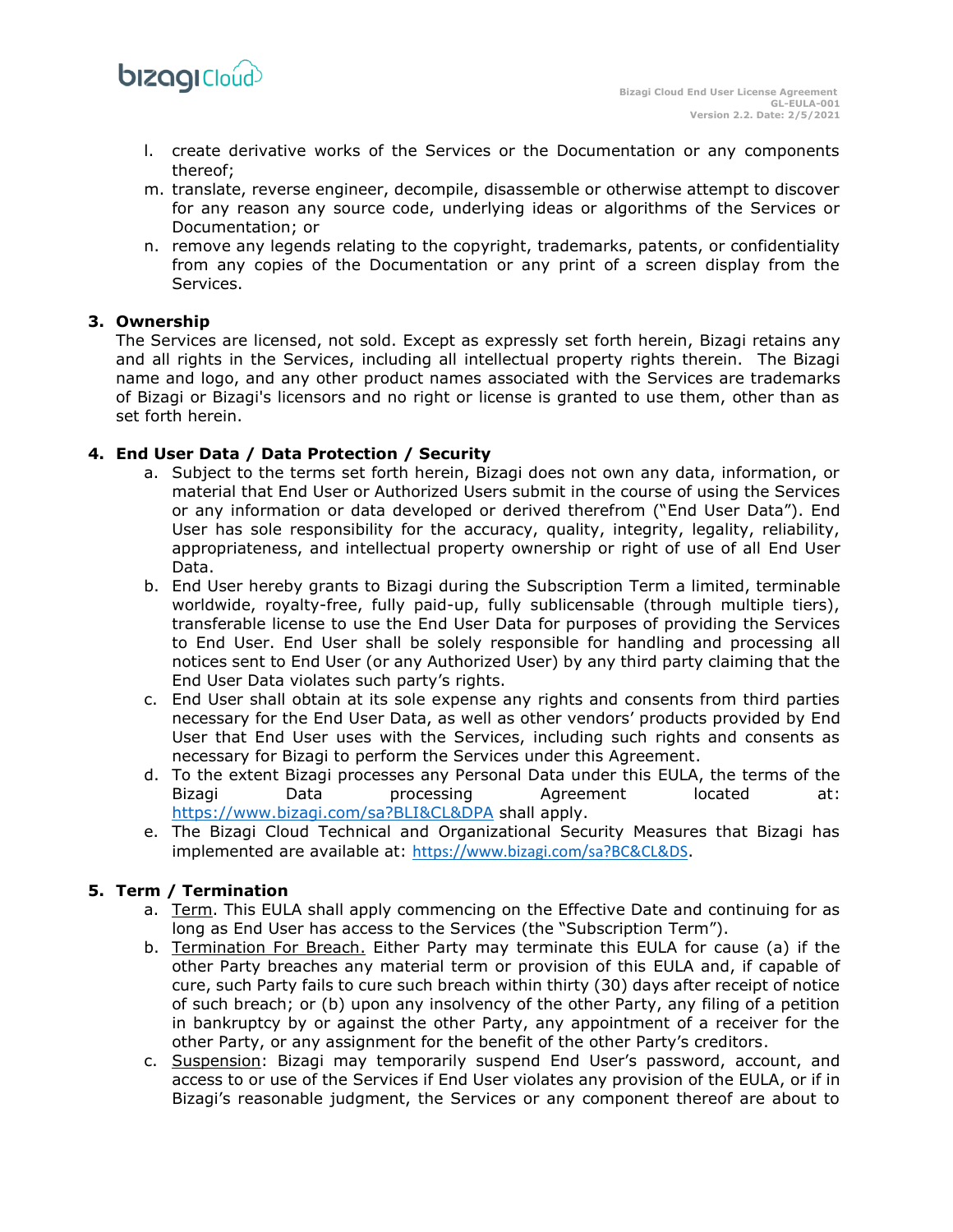l. create derivative works of the Services or the Documentation or any components thereof;
m. translate, reverse engineer, decompile, disassemble or otherwise attempt to discover for any reason any source code, underlying ideas or algorithms of the Services or Documentation; or
n. remove any legends relating to the copyright, trademarks, patents, or confidentiality from any copies of the Documentation or any print of a screen display from the Services.

**3. Ownership**

The Services are licensed, not sold. Except as expressly set forth herein, Bizagi retains any and all rights in the Services, including all intellectual property rights therein. The Bizagi name and logo, and any other product names associated with the Services are trademarks of Bizagi or Bizagi's licensors and no right or license is granted to use them, other than as set forth herein.

**4. End User Data / Data Protection / Security**

a. Subject to the terms set forth herein, Bizagi does not own any data, information, or material that End User or Authorized Users submit in the course of using the Services or any information or data developed or derived therefrom ("End User Data"). End User has sole responsibility for the accuracy, quality, integrity, legality, reliability, appropriateness, and intellectual property ownership or right of use of all End User Data.
b. End User hereby grants to Bizagi during the Subscription Term a limited, terminable worldwide, royalty-free, fully paid-up, fully sublicensable (through multiple tiers), transferable license to use the End User Data for purposes of providing the Services to End User. End User shall be solely responsible for handling and processing all notices sent to End User (or any Authorized User) by any third party claiming that the End User Data violates such party's rights.
c. End User shall obtain at its sole expense any rights and consents from third parties necessary for the End User Data, as well as other vendors' products provided by End User that End User uses with the Services, including such rights and consents as necessary for Bizagi to perform the Services under this Agreement.
d. To the extent Bizagi processes any Personal Data under this EULA, the terms of the Bizagi Data processing Agreement located at: https://www.bizagi.com/sa?BLI&CL&DPA shall apply.
e. The Bizagi Cloud Technical and Organizational Security Measures that Bizagi has implemented are available at: https://www.bizagi.com/sa?BC&CL&DS.

**5. Term / Termination**

a. Term. This EULA shall apply commencing on the Effective Date and continuing for as long as End User has access to the Services (the "Subscription Term").
b. Termination For Breach. Either Party may terminate this EULA for cause (a) if the other Party breaches any material term or provision of this EULA and, if capable of cure, such Party fails to cure such breach within thirty (30) days after receipt of notice of such breach; or (b) upon any insolvency of the other Party, any filing of a petition in bankruptcy by or against the other Party, any appointment of a receiver for the other Party, or any assignment for the benefit of the other Party's creditors.
c. Suspension: Bizagi may temporarily suspend End User's password, account, and access to or use of the Services if End User violates any provision of the EULA, or if in Bizagi's reasonable judgment, the Services or any component thereof are about to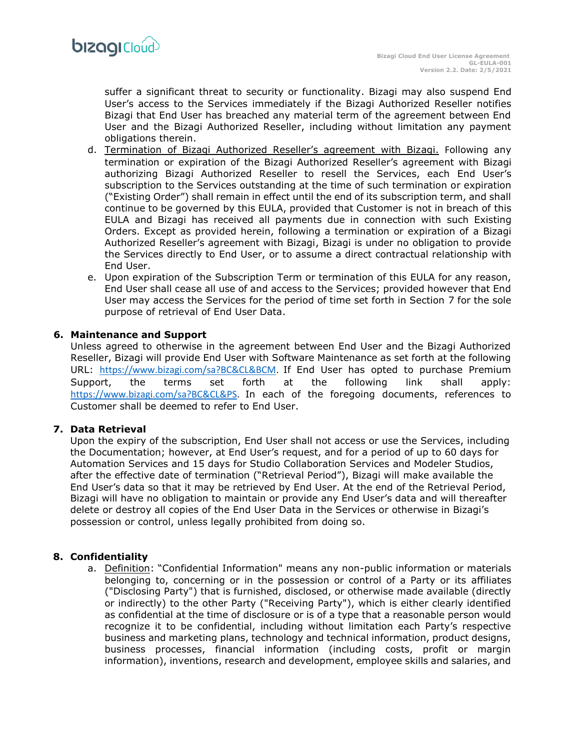suffer a significant threat to security or functionality. Bizagi may also suspend End User's access to the Services immediately if the Bizagi Authorized Reseller notifies Bizagi that End User has breached any material term of the agreement between End User and the Bizagi Authorized Reseller, including without limitation any payment obligations therein.

d. Termination of Bizagi Authorized Reseller's agreement with Bizagi. Following any termination or expiration of the Bizagi Authorized Reseller's agreement with Bizagi authorizing Bizagi Authorized Reseller to resell the Services, each End User's subscription to the Services outstanding at the time of such termination or expiration ("Existing Order") shall remain in effect until the end of its subscription term, and shall continue to be governed by this EULA, provided that Customer is not in breach of this EULA and Bizagi has received all payments due in connection with such Existing Orders. Except as provided herein, following a termination or expiration of a Bizagi Authorized Reseller's agreement with Bizagi, Bizagi is under no obligation to provide the Services directly to End User, or to assume a direct contractual relationship with End User.

e. Upon expiration of the Subscription Term or termination of this EULA for any reason, End User shall cease all use of and access to the Services; provided however that End User may access the Services for the period of time set forth in Section 7 for the sole purpose of retrieval of End User Data.

## 6. Maintenance and Support

Unless agreed to otherwise in the agreement between End User and the Bizagi Authorized Reseller, Bizagi will provide End User with Software Maintenance as set forth at the following URL: https://www.bizagi.com/sa?BC&CL&BCM. If End User has opted to purchase Premium Support, the terms set forth at the following link shall apply: https://www.bizagi.com/sa?BC&CL&PS. In each of the foregoing documents, references to Customer shall be deemed to refer to End User.

## 7. Data Retrieval

Upon the expiry of the subscription, End User shall not access or use the Services, including the Documentation; however, at End User's request, and for a period of up to 60 days for Automation Services and 15 days for Studio Collaboration Services and Modeler Studios, after the effective date of termination ("Retrieval Period"), Bizagi will make available the End User's data so that it may be retrieved by End User. At the end of the Retrieval Period, Bizagi will have no obligation to maintain or provide any End User's data and will thereafter delete or destroy all copies of the End User Data in the Services or otherwise in Bizagi's possession or control, unless legally prohibited from doing so.

## 8. Confidentiality

a. Definition: "Confidential Information" means any non-public information or materials belonging to, concerning or in the possession or control of a Party or its affiliates ("Disclosing Party") that is furnished, disclosed, or otherwise made available (directly or indirectly) to the other Party ("Receiving Party"), which is either clearly identified as confidential at the time of disclosure or is of a type that a reasonable person would recognize it to be confidential, including without limitation each Party's respective business and marketing plans, technology and technical information, product designs, business processes, financial information (including costs, profit or margin information), inventions, research and development, employee skills and salaries, and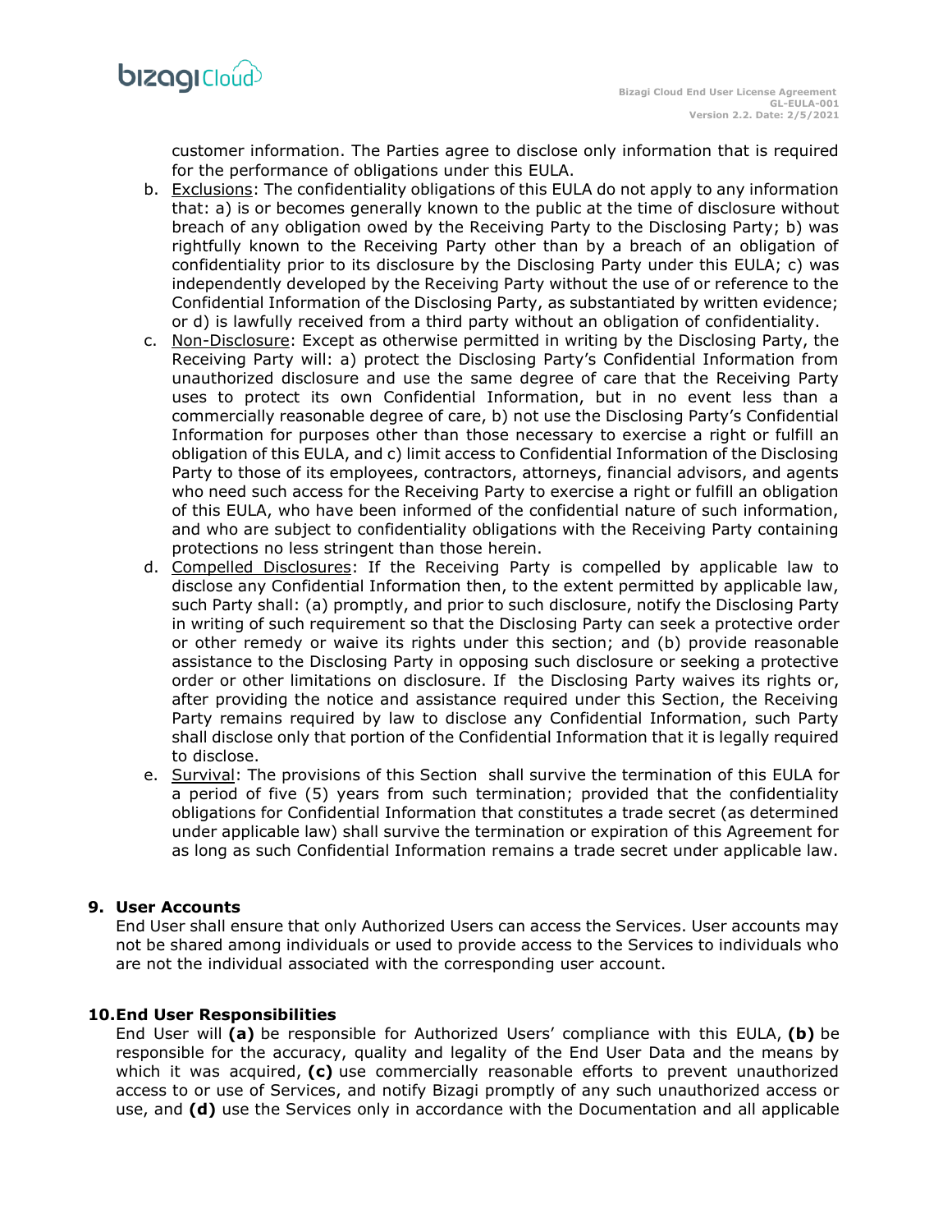customer information. The Parties agree to disclose only information that is required for the performance of obligations under this EULA.

b. Exclusions: The confidentiality obligations of this EULA do not apply to any information that: a) is or becomes generally known to the public at the time of disclosure without breach of any obligation owed by the Receiving Party to the Disclosing Party; b) was rightfully known to the Receiving Party other than by a breach of an obligation of confidentiality prior to its disclosure by the Disclosing Party under this EULA; c) was independently developed by the Receiving Party without the use of or reference to the Confidential Information of the Disclosing Party, as substantiated by written evidence; or d) is lawfully received from a third party without an obligation of confidentiality.

c. Non-Disclosure: Except as otherwise permitted in writing by the Disclosing Party, the Receiving Party will: a) protect the Disclosing Party's Confidential Information from unauthorized disclosure and use the same degree of care that the Receiving Party uses to protect its own Confidential Information, but in no event less than a commercially reasonable degree of care, b) not use the Disclosing Party's Confidential Information for purposes other than those necessary to exercise a right or fulfill an obligation of this EULA, and c) limit access to Confidential Information of the Disclosing Party to those of its employees, contractors, attorneys, financial advisors, and agents who need such access for the Receiving Party to exercise a right or fulfill an obligation of this EULA, who have been informed of the confidential nature of such information, and who are subject to confidentiality obligations with the Receiving Party containing protections no less stringent than those herein.

d. Compelled Disclosures: If the Receiving Party is compelled by applicable law to disclose any Confidential Information then, to the extent permitted by applicable law, such Party shall: (a) promptly, and prior to such disclosure, notify the Disclosing Party in writing of such requirement so that the Disclosing Party can seek a protective order or other remedy or waive its rights under this section; and (b) provide reasonable assistance to the Disclosing Party in opposing such disclosure or seeking a protective order or other limitations on disclosure. If the Disclosing Party waives its rights or, after providing the notice and assistance required under this Section, the Receiving Party remains required by law to disclose any Confidential Information, such Party shall disclose only that portion of the Confidential Information that it is legally required to disclose.

e. Survival: The provisions of this Section shall survive the termination of this EULA for a period of five (5) years from such termination; provided that the confidentiality obligations for Confidential Information that constitutes a trade secret (as determined under applicable law) shall survive the termination or expiration of this Agreement for as long as such Confidential Information remains a trade secret under applicable law.

## 9. User Accounts

End User shall ensure that only Authorized Users can access the Services. User accounts may not be shared among individuals or used to provide access to the Services to individuals who are not the individual associated with the corresponding user account.

## 10. End User Responsibilities

End User will **(a)** be responsible for Authorized Users' compliance with this EULA, **(b)** be responsible for the accuracy, quality and legality of the End User Data and the means by which it was acquired, **(c)** use commercially reasonable efforts to prevent unauthorized access to or use of Services, and notify Bizagi promptly of any such unauthorized access or use, and **(d)** use the Services only in accordance with the Documentation and all applicable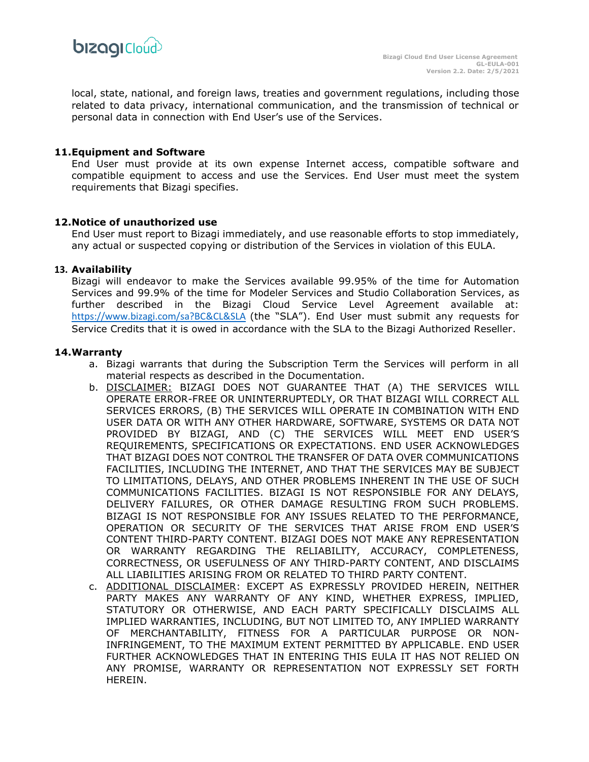local, state, national, and foreign laws, treaties and government regulations, including those related to data privacy, international communication, and the transmission of technical or personal data in connection with End User's use of the Services.

## 11. Equipment and Software

End User must provide at its own expense Internet access, compatible software and compatible equipment to access and use the Services. End User must meet the system requirements that Bizagi specifies.

## 12. Notice of unauthorized use

End User must report to Bizagi immediately, and use reasonable efforts to stop immediately, any actual or suspected copying or distribution of the Services in violation of this EULA.

## 13. Availability

Bizagi will endeavor to make the Services available 99.95% of the time for Automation Services and 99.9% of the time for Modeler Services and Studio Collaboration Services, as further described in the Bizagi Cloud Service Level Agreement available at: https://www.bizagi.com/sa?BC&CL&SLA (the "SLA"). End User must submit any requests for Service Credits that it is owed in accordance with the SLA to the Bizagi Authorized Reseller.

## 14. Warranty

a. Bizagi warrants that during the Subscription Term the Services will perform in all material respects as described in the Documentation.

b. DISCLAIMER: BIZAGI DOES NOT GUARANTEE THAT (A) THE SERVICES WILL OPERATE ERROR-FREE OR UNINTERRUPTEDLY, OR THAT BIZAGI WILL CORRECT ALL SERVICES ERRORS, (B) THE SERVICES WILL OPERATE IN COMBINATION WITH END USER DATA OR WITH ANY OTHER HARDWARE, SOFTWARE, SYSTEMS OR DATA NOT PROVIDED BY BIZAGI, AND (C) THE SERVICES WILL MEET END USER'S REQUIREMENTS, SPECIFICATIONS OR EXPECTATIONS. END USER ACKNOWLEDGES THAT BIZAGI DOES NOT CONTROL THE TRANSFER OF DATA OVER COMMUNICATIONS FACILITIES, INCLUDING THE INTERNET, AND THAT THE SERVICES MAY BE SUBJECT TO LIMITATIONS, DELAYS, AND OTHER PROBLEMS INHERENT IN THE USE OF SUCH COMMUNICATIONS FACILITIES. BIZAGI IS NOT RESPONSIBLE FOR ANY DELAYS, DELIVERY FAILURES, OR OTHER DAMAGE RESULTING FROM SUCH PROBLEMS. BIZAGI IS NOT RESPONSIBLE FOR ANY ISSUES RELATED TO THE PERFORMANCE, OPERATION OR SECURITY OF THE SERVICES THAT ARISE FROM END USER'S CONTENT THIRD-PARTY CONTENT. BIZAGI DOES NOT MAKE ANY REPRESENTATION OR WARRANTY REGARDING THE RELIABILITY, ACCURACY, COMPLETENESS, CORRECTNESS, OR USEFULNESS OF ANY THIRD-PARTY CONTENT, AND DISCLAIMS ALL LIABILITIES ARISING FROM OR RELATED TO THIRD PARTY CONTENT.

c. ADDITIONAL DISCLAIMER: EXCEPT AS EXPRESSLY PROVIDED HEREIN, NEITHER PARTY MAKES ANY WARRANTY OF ANY KIND, WHETHER EXPRESS, IMPLIED, STATUTORY OR OTHERWISE, AND EACH PARTY SPECIFICALLY DISCLAIMS ALL IMPLIED WARRANTIES, INCLUDING, BUT NOT LIMITED TO, ANY IMPLIED WARRANTY OF MERCHANTABILITY, FITNESS FOR A PARTICULAR PURPOSE OR NON-INFRINGEMENT, TO THE MAXIMUM EXTENT PERMITTED BY APPLICABLE. END USER FURTHER ACKNOWLEDGES THAT IN ENTERING THIS EULA IT HAS NOT RELIED ON ANY PROMISE, WARRANTY OR REPRESENTATION NOT EXPRESSLY SET FORTH HEREIN.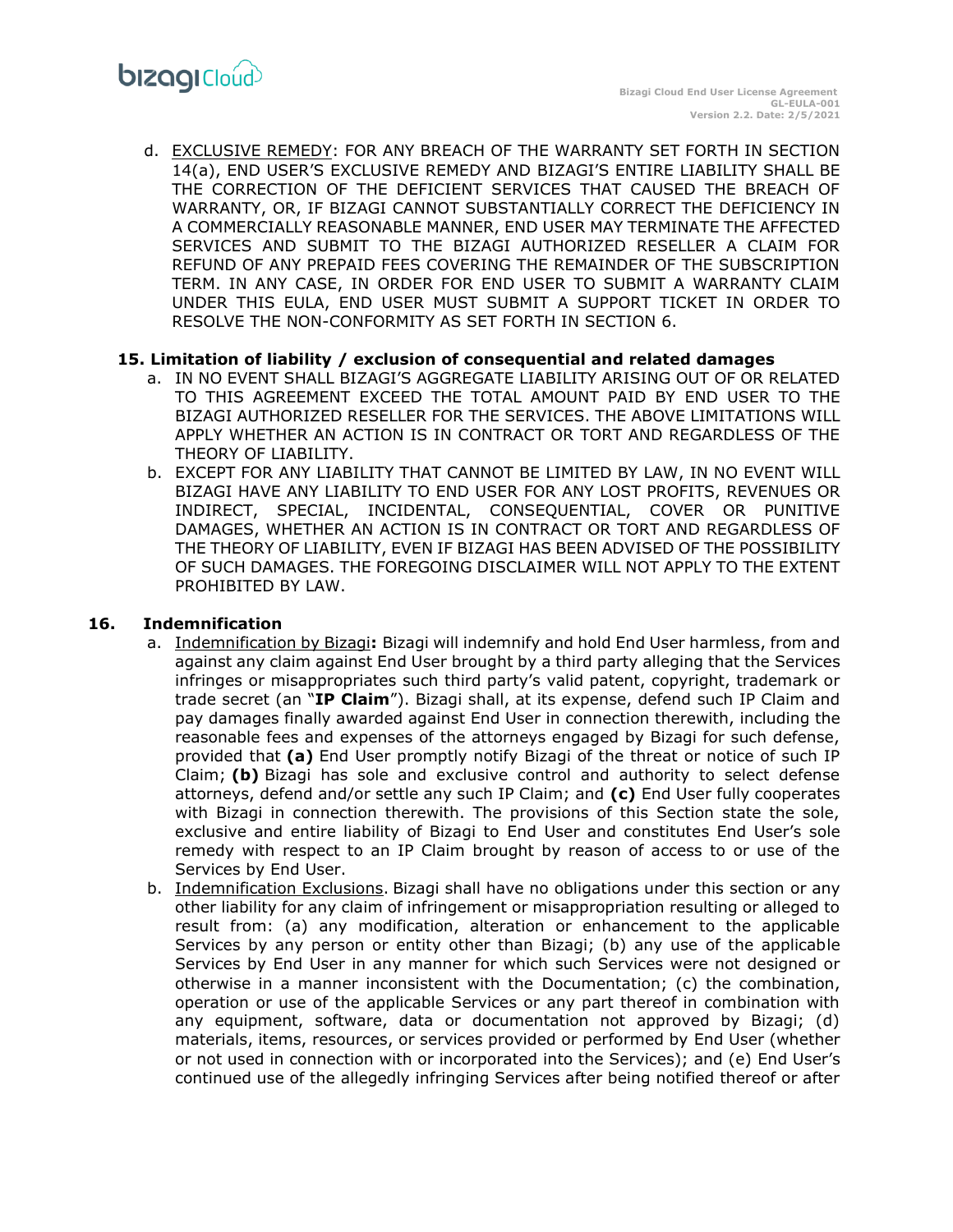d. EXCLUSIVE REMEDY: FOR ANY BREACH OF THE WARRANTY SET FORTH IN SECTION 14(a), END USER'S EXCLUSIVE REMEDY AND BIZAGI'S ENTIRE LIABILITY SHALL BE THE CORRECTION OF THE DEFICIENT SERVICES THAT CAUSED THE BREACH OF WARRANTY, OR, IF BIZAGI CANNOT SUBSTANTIALLY CORRECT THE DEFICIENCY IN A COMMERCIALLY REASONABLE MANNER, END USER MAY TERMINATE THE AFFECTED SERVICES AND SUBMIT TO THE BIZAGI AUTHORIZED RESELLER A CLAIM FOR REFUND OF ANY PREPAID FEES COVERING THE REMAINDER OF THE SUBSCRIPTION TERM. IN ANY CASE, IN ORDER FOR END USER TO SUBMIT A WARRANTY CLAIM UNDER THIS EULA, END USER MUST SUBMIT A SUPPORT TICKET IN ORDER TO RESOLVE THE NON-CONFORMITY AS SET FORTH IN SECTION 6.

## 15. Limitation of liability / exclusion of consequential and related damages

a. IN NO EVENT SHALL BIZAGI'S AGGREGATE LIABILITY ARISING OUT OF OR RELATED TO THIS AGREEMENT EXCEED THE TOTAL AMOUNT PAID BY END USER TO THE BIZAGI AUTHORIZED RESELLER FOR THE SERVICES. THE ABOVE LIMITATIONS WILL APPLY WHETHER AN ACTION IS IN CONTRACT OR TORT AND REGARDLESS OF THE THEORY OF LIABILITY.

b. EXCEPT FOR ANY LIABILITY THAT CANNOT BE LIMITED BY LAW, IN NO EVENT WILL BIZAGI HAVE ANY LIABILITY TO END USER FOR ANY LOST PROFITS, REVENUES OR INDIRECT, SPECIAL, INCIDENTAL, CONSEQUENTIAL, COVER OR PUNITIVE DAMAGES, WHETHER AN ACTION IS IN CONTRACT OR TORT AND REGARDLESS OF THE THEORY OF LIABILITY, EVEN IF BIZAGI HAS BEEN ADVISED OF THE POSSIBILITY OF SUCH DAMAGES. THE FOREGOING DISCLAIMER WILL NOT APPLY TO THE EXTENT PROHIBITED BY LAW.

## 16. Indemnification

a. Indemnification by Bizagi**:** Bizagi will indemnify and hold End User harmless, from and against any claim against End User brought by a third party alleging that the Services infringes or misappropriates such third party's valid patent, copyright, trademark or trade secret (an "**IP Claim**"). Bizagi shall, at its expense, defend such IP Claim and pay damages finally awarded against End User in connection therewith, including the reasonable fees and expenses of the attorneys engaged by Bizagi for such defense, provided that **(a)** End User promptly notify Bizagi of the threat or notice of such IP Claim; **(b)** Bizagi has sole and exclusive control and authority to select defense attorneys, defend and/or settle any such IP Claim; and **(c)** End User fully cooperates with Bizagi in connection therewith. The provisions of this Section state the sole, exclusive and entire liability of Bizagi to End User and constitutes End User's sole remedy with respect to an IP Claim brought by reason of access to or use of the Services by End User.

b. Indemnification Exclusions. Bizagi shall have no obligations under this section or any other liability for any claim of infringement or misappropriation resulting or alleged to result from: (a) any modification, alteration or enhancement to the applicable Services by any person or entity other than Bizagi; (b) any use of the applicable Services by End User in any manner for which such Services were not designed or otherwise in a manner inconsistent with the Documentation; (c) the combination, operation or use of the applicable Services or any part thereof in combination with any equipment, software, data or documentation not approved by Bizagi; (d) materials, items, resources, or services provided or performed by End User (whether or not used in connection with or incorporated into the Services); and (e) End User's continued use of the allegedly infringing Services after being notified thereof or after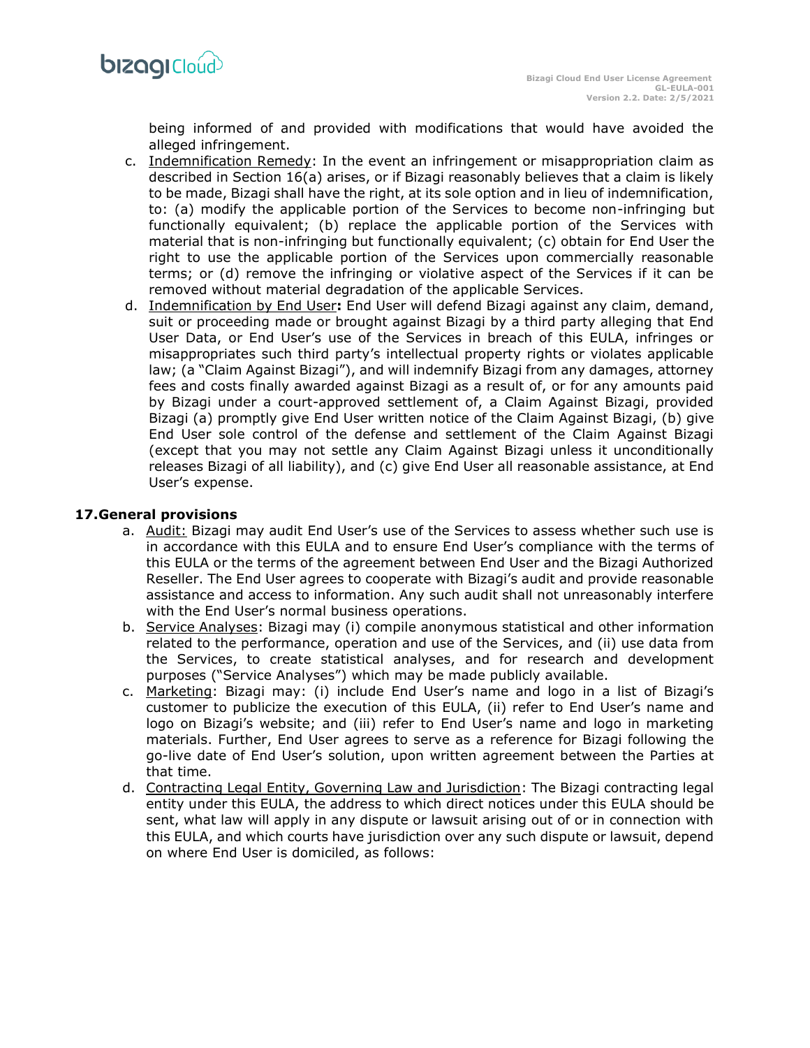being informed of and provided with modifications that would have avoided the alleged infringement.

c. Indemnification Remedy: In the event an infringement or misappropriation claim as described in Section 16(a) arises, or if Bizagi reasonably believes that a claim is likely to be made, Bizagi shall have the right, at its sole option and in lieu of indemnification, to: (a) modify the applicable portion of the Services to become non-infringing but functionally equivalent; (b) replace the applicable portion of the Services with material that is non-infringing but functionally equivalent; (c) obtain for End User the right to use the applicable portion of the Services upon commercially reasonable terms; or (d) remove the infringing or violative aspect of the Services if it can be removed without material degradation of the applicable Services.

d. Indemnification by End User**:** End User will defend Bizagi against any claim, demand, suit or proceeding made or brought against Bizagi by a third party alleging that End User Data, or End User's use of the Services in breach of this EULA, infringes or misappropriates such third party's intellectual property rights or violates applicable law; (a "Claim Against Bizagi"), and will indemnify Bizagi from any damages, attorney fees and costs finally awarded against Bizagi as a result of, or for any amounts paid by Bizagi under a court-approved settlement of, a Claim Against Bizagi, provided Bizagi (a) promptly give End User written notice of the Claim Against Bizagi, (b) give End User sole control of the defense and settlement of the Claim Against Bizagi (except that you may not settle any Claim Against Bizagi unless it unconditionally releases Bizagi of all liability), and (c) give End User all reasonable assistance, at End User's expense.

## 17. General provisions

a. Audit: Bizagi may audit End User's use of the Services to assess whether such use is in accordance with this EULA and to ensure End User's compliance with the terms of this EULA or the terms of the agreement between End User and the Bizagi Authorized Reseller. The End User agrees to cooperate with Bizagi's audit and provide reasonable assistance and access to information. Any such audit shall not unreasonably interfere with the End User's normal business operations.

b. Service Analyses: Bizagi may (i) compile anonymous statistical and other information related to the performance, operation and use of the Services, and (ii) use data from the Services, to create statistical analyses, and for research and development purposes ("Service Analyses") which may be made publicly available.

c. Marketing: Bizagi may: (i) include End User's name and logo in a list of Bizagi's customer to publicize the execution of this EULA, (ii) refer to End User's name and logo on Bizagi's website; and (iii) refer to End User's name and logo in marketing materials. Further, End User agrees to serve as a reference for Bizagi following the go-live date of End User's solution, upon written agreement between the Parties at that time.

d. Contracting Legal Entity, Governing Law and Jurisdiction: The Bizagi contracting legal entity under this EULA, the address to which direct notices under this EULA should be sent, what law will apply in any dispute or lawsuit arising out of or in connection with this EULA, and which courts have jurisdiction over any such dispute or lawsuit, depend on where End User is domiciled, as follows: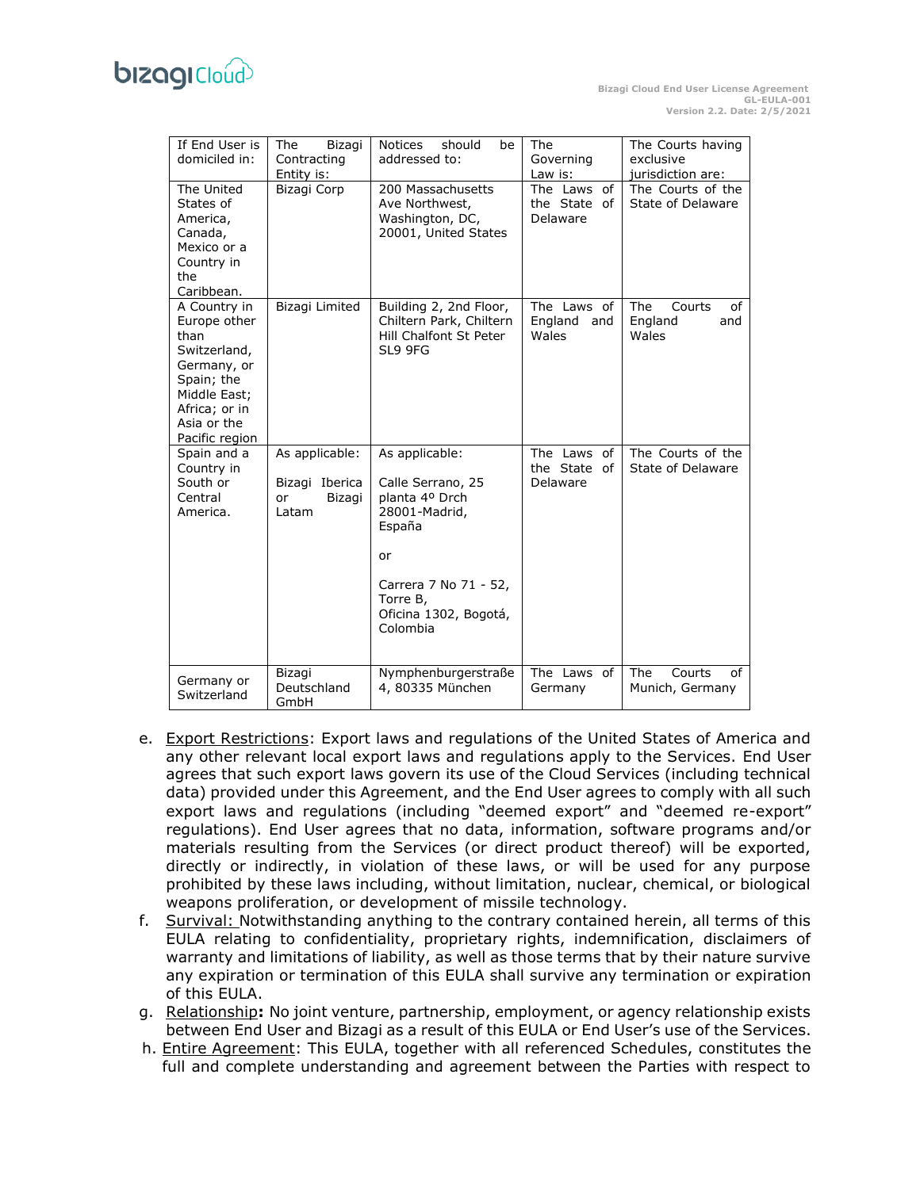| If End User is domiciled in: | The Bizagi Contracting Entity is: | Notices should be addressed to: | The Governing Law is: | The Courts having exclusive jurisdiction are: |
|---|---|---|---|---|
| The United States of America, Canada, Mexico or a Country in the Caribbean. | Bizagi Corp | 200 Massachusetts Ave Northwest, Washington, DC, 20001, United States | The Laws of the State of Delaware | The Courts of the State of Delaware |
| A Country in Europe other than Switzerland, Germany, or Spain; the Middle East; Africa; or in Asia or the Pacific region | Bizagi Limited | Building 2, 2nd Floor, Chiltern Park, Chiltern Hill Chalfont St Peter SL9 9FG | The Laws of England and Wales | The Courts of England and Wales |
| Spain and a Country in South or Central America. | As applicable:<br><br>Bizagi Iberica or Bizagi Latam | As applicable:<br><br>Calle Serrano, 25 planta 4º Drch 28001-Madrid, España<br><br>or<br><br>Carrera 7 No 71 - 52, Torre B, Oficina 1302, Bogotá, Colombia | The Laws of the State of Delaware | The Courts of the State of Delaware |
| Germany or Switzerland | Bizagi Deutschland GmbH | Nymphenburgerstraße 4, 80335 München | The Laws of Germany | The Courts of Munich, Germany |

e. Export Restrictions: Export laws and regulations of the United States of America and any other relevant local export laws and regulations apply to the Services. End User agrees that such export laws govern its use of the Cloud Services (including technical data) provided under this Agreement, and the End User agrees to comply with all such export laws and regulations (including "deemed export" and "deemed re-export" regulations). End User agrees that no data, information, software programs and/or materials resulting from the Services (or direct product thereof) will be exported, directly or indirectly, in violation of these laws, or will be used for any purpose prohibited by these laws including, without limitation, nuclear, chemical, or biological weapons proliferation, or development of missile technology.

f. Survival: Notwithstanding anything to the contrary contained herein, all terms of this EULA relating to confidentiality, proprietary rights, indemnification, disclaimers of warranty and limitations of liability, as well as those terms that by their nature survive any expiration or termination of this EULA shall survive any termination or expiration of this EULA.

g. Relationship**:** No joint venture, partnership, employment, or agency relationship exists between End User and Bizagi as a result of this EULA or End User's use of the Services.

h. Entire Agreement: This EULA, together with all referenced Schedules, constitutes the full and complete understanding and agreement between the Parties with respect to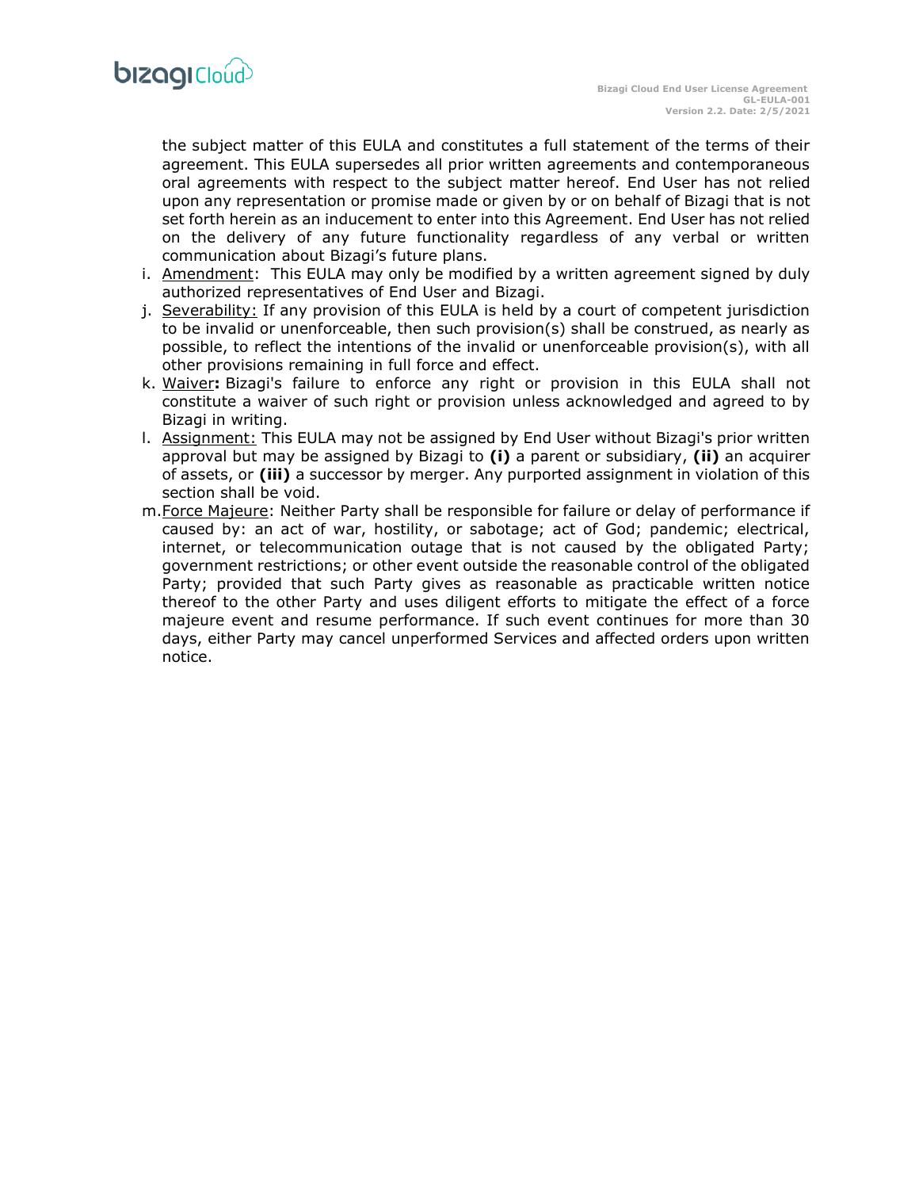the subject matter of this EULA and constitutes a full statement of the terms of their agreement. This EULA supersedes all prior written agreements and contemporaneous oral agreements with respect to the subject matter hereof. End User has not relied upon any representation or promise made or given by or on behalf of Bizagi that is not set forth herein as an inducement to enter into this Agreement. End User has not relied on the delivery of any future functionality regardless of any verbal or written communication about Bizagi's future plans.

i. Amendment: This EULA may only be modified by a written agreement signed by duly authorized representatives of End User and Bizagi.

j. Severability: If any provision of this EULA is held by a court of competent jurisdiction to be invalid or unenforceable, then such provision(s) shall be construed, as nearly as possible, to reflect the intentions of the invalid or unenforceable provision(s), with all other provisions remaining in full force and effect.

k. Waiver**:** Bizagi's failure to enforce any right or provision in this EULA shall not constitute a waiver of such right or provision unless acknowledged and agreed to by Bizagi in writing.

l. Assignment: This EULA may not be assigned by End User without Bizagi's prior written approval but may be assigned by Bizagi to **(i)** a parent or subsidiary, **(ii)** an acquirer of assets, or **(iii)** a successor by merger. Any purported assignment in violation of this section shall be void.

m. Force Majeure: Neither Party shall be responsible for failure or delay of performance if caused by: an act of war, hostility, or sabotage; act of God; pandemic; electrical, internet, or telecommunication outage that is not caused by the obligated Party; government restrictions; or other event outside the reasonable control of the obligated Party; provided that such Party gives as reasonable as practicable written notice thereof to the other Party and uses diligent efforts to mitigate the effect of a force majeure event and resume performance. If such event continues for more than 30 days, either Party may cancel unperformed Services and affected orders upon written notice.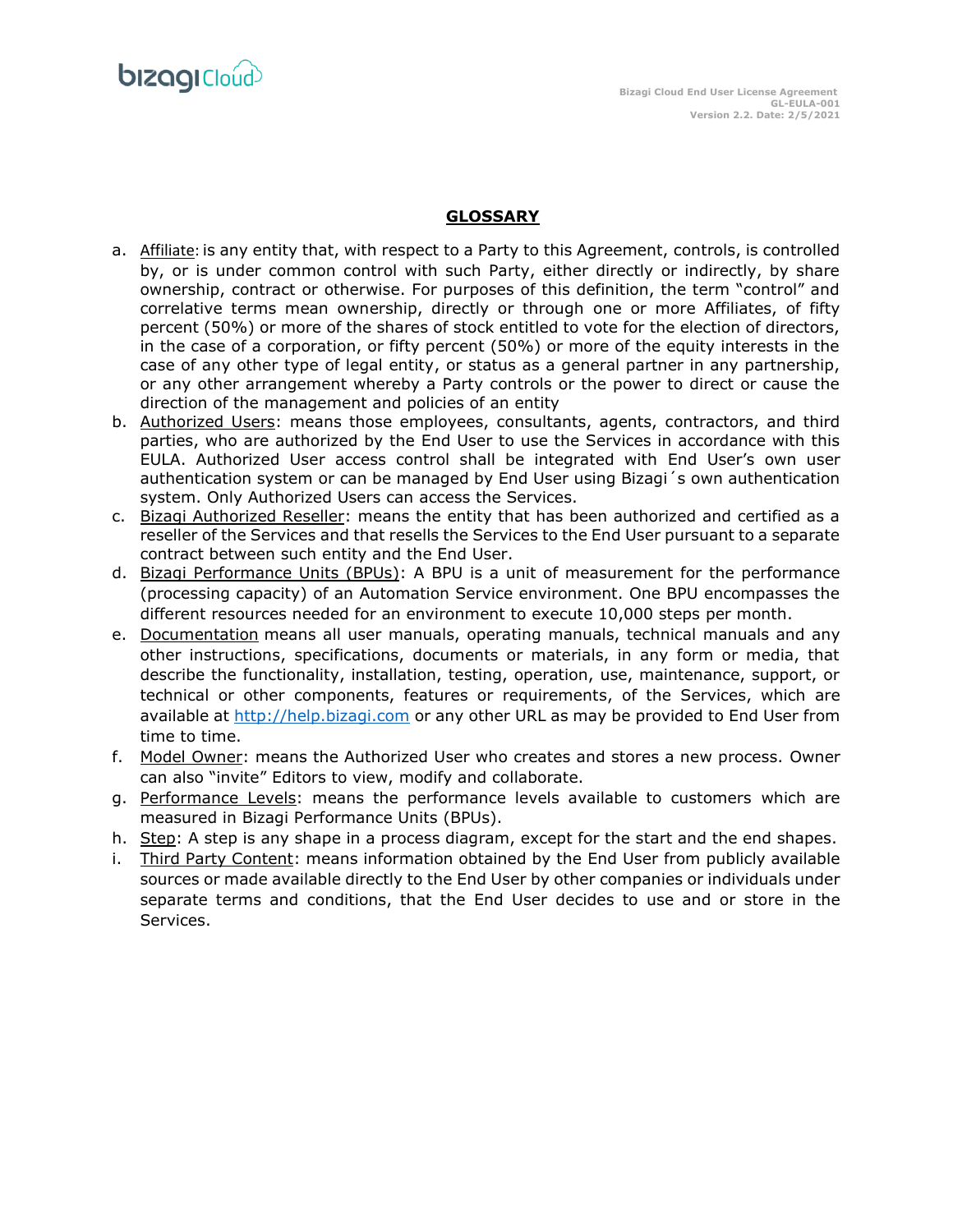## GLOSSARY

a. Affiliate: is any entity that, with respect to a Party to this Agreement, controls, is controlled by, or is under common control with such Party, either directly or indirectly, by share ownership, contract or otherwise. For purposes of this definition, the term "control" and correlative terms mean ownership, directly or through one or more Affiliates, of fifty percent (50%) or more of the shares of stock entitled to vote for the election of directors, in the case of a corporation, or fifty percent (50%) or more of the equity interests in the case of any other type of legal entity, or status as a general partner in any partnership, or any other arrangement whereby a Party controls or the power to direct or cause the direction of the management and policies of an entity
b. Authorized Users: means those employees, consultants, agents, contractors, and third parties, who are authorized by the End User to use the Services in accordance with this EULA. Authorized User access control shall be integrated with End User's own user authentication system or can be managed by End User using Bizagi´s own authentication system. Only Authorized Users can access the Services.
c. Bizagi Authorized Reseller: means the entity that has been authorized and certified as a reseller of the Services and that resells the Services to the End User pursuant to a separate contract between such entity and the End User.
d. Bizagi Performance Units (BPUs): A BPU is a unit of measurement for the performance (processing capacity) of an Automation Service environment. One BPU encompasses the different resources needed for an environment to execute 10,000 steps per month.
e. Documentation means all user manuals, operating manuals, technical manuals and any other instructions, specifications, documents or materials, in any form or media, that describe the functionality, installation, testing, operation, use, maintenance, support, or technical or other components, features or requirements, of the Services, which are available at http://help.bizagi.com or any other URL as may be provided to End User from time to time.
f. Model Owner: means the Authorized User who creates and stores a new process. Owner can also "invite" Editors to view, modify and collaborate.
g. Performance Levels: means the performance levels available to customers which are measured in Bizagi Performance Units (BPUs).
h. Step: A step is any shape in a process diagram, except for the start and the end shapes.
i. Third Party Content: means information obtained by the End User from publicly available sources or made available directly to the End User by other companies or individuals under separate terms and conditions, that the End User decides to use and or store in the Services.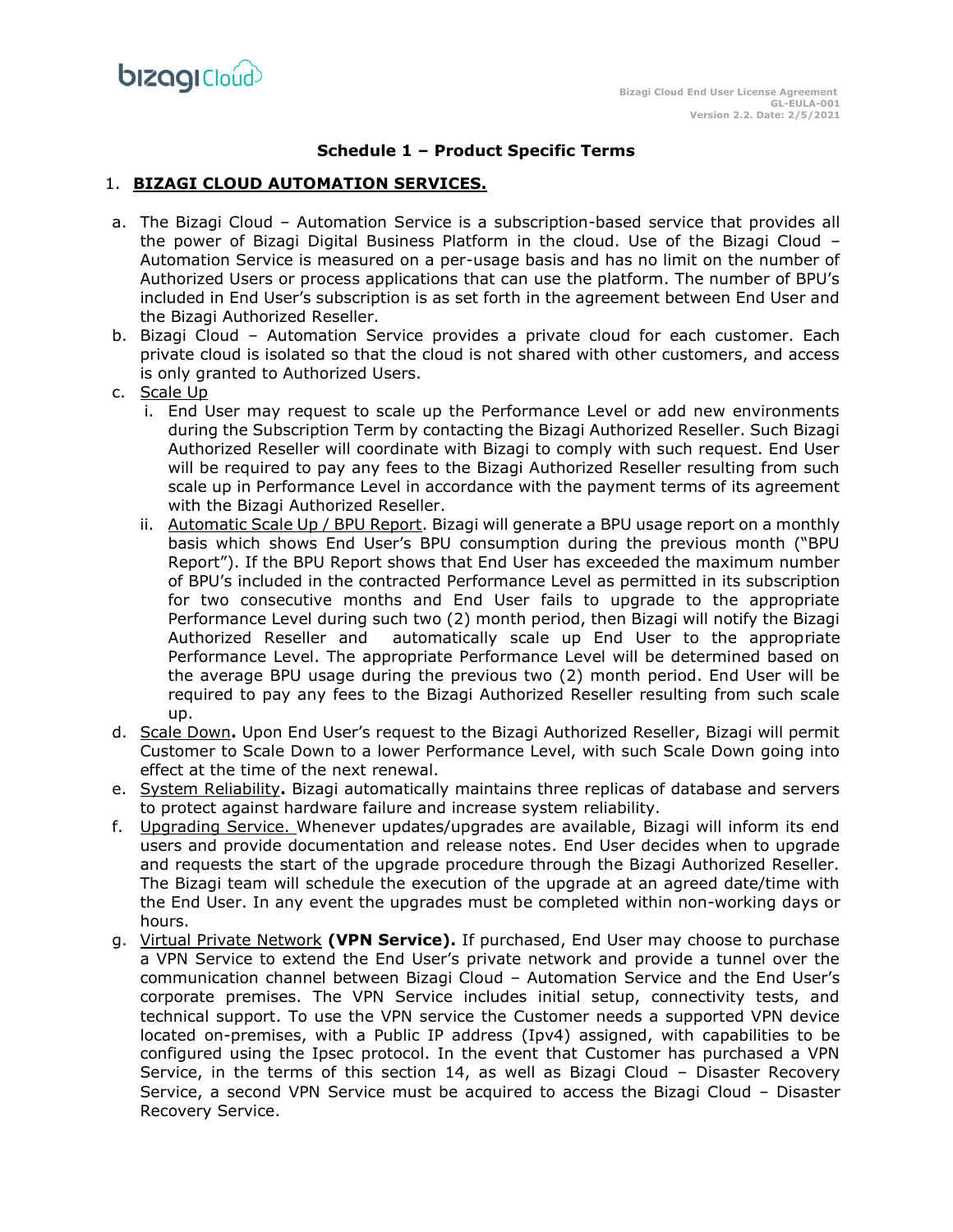## Schedule 1 – Product Specific Terms

1. **BIZAGI CLOUD AUTOMATION SERVICES.**

a. The Bizagi Cloud – Automation Service is a subscription-based service that provides all the power of Bizagi Digital Business Platform in the cloud. Use of the Bizagi Cloud – Automation Service is measured on a per-usage basis and has no limit on the number of Authorized Users or process applications that can use the platform. The number of BPU's included in End User's subscription is as set forth in the agreement between End User and the Bizagi Authorized Reseller.

b. Bizagi Cloud – Automation Service provides a private cloud for each customer. Each private cloud is isolated so that the cloud is not shared with other customers, and access is only granted to Authorized Users.

c. Scale Up

   i. End User may request to scale up the Performance Level or add new environments during the Subscription Term by contacting the Bizagi Authorized Reseller. Such Bizagi Authorized Reseller will coordinate with Bizagi to comply with such request. End User will be required to pay any fees to the Bizagi Authorized Reseller resulting from such scale up in Performance Level in accordance with the payment terms of its agreement with the Bizagi Authorized Reseller.

   ii. Automatic Scale Up / BPU Report. Bizagi will generate a BPU usage report on a monthly basis which shows End User's BPU consumption during the previous month ("BPU Report"). If the BPU Report shows that End User has exceeded the maximum number of BPU's included in the contracted Performance Level as permitted in its subscription for two consecutive months and End User fails to upgrade to the appropriate Performance Level during such two (2) month period, then Bizagi will notify the Bizagi Authorized Reseller and automatically scale up End User to the appropriate Performance Level. The appropriate Performance Level will be determined based on the average BPU usage during the previous two (2) month period. End User will be required to pay any fees to the Bizagi Authorized Reseller resulting from such scale up.

d. Scale Down**.** Upon End User's request to the Bizagi Authorized Reseller, Bizagi will permit Customer to Scale Down to a lower Performance Level, with such Scale Down going into effect at the time of the next renewal.

e. System Reliability**.** Bizagi automatically maintains three replicas of database and servers to protect against hardware failure and increase system reliability.

f. Upgrading Service. Whenever updates/upgrades are available, Bizagi will inform its end users and provide documentation and release notes. End User decides when to upgrade and requests the start of the upgrade procedure through the Bizagi Authorized Reseller. The Bizagi team will schedule the execution of the upgrade at an agreed date/time with the End User. In any event the upgrades must be completed within non-working days or hours.

g. Virtual Private Network **(VPN Service).** If purchased, End User may choose to purchase a VPN Service to extend the End User's private network and provide a tunnel over the communication channel between Bizagi Cloud – Automation Service and the End User's corporate premises. The VPN Service includes initial setup, connectivity tests, and technical support. To use the VPN service the Customer needs a supported VPN device located on-premises, with a Public IP address (Ipv4) assigned, with capabilities to be configured using the Ipsec protocol. In the event that Customer has purchased a VPN Service, in the terms of this section 14, as well as Bizagi Cloud – Disaster Recovery Service, a second VPN Service must be acquired to access the Bizagi Cloud – Disaster Recovery Service.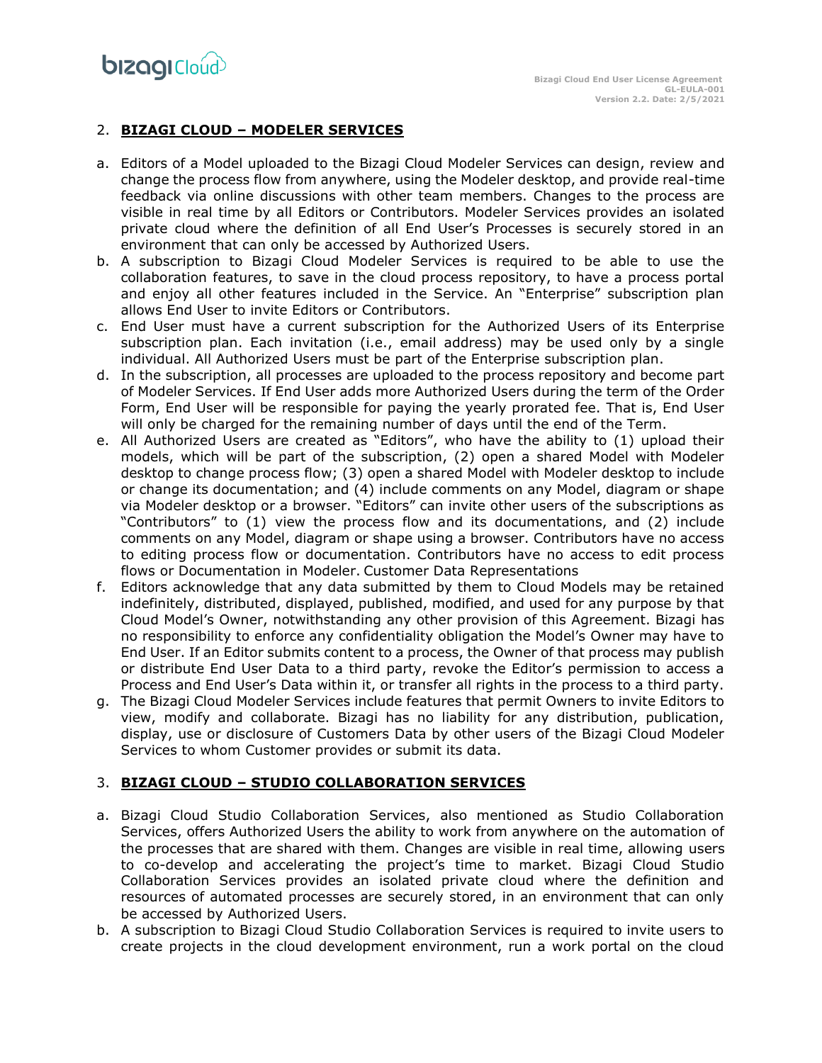## 2. **BIZAGI CLOUD – MODELER SERVICES**

a. Editors of a Model uploaded to the Bizagi Cloud Modeler Services can design, review and change the process flow from anywhere, using the Modeler desktop, and provide real-time feedback via online discussions with other team members. Changes to the process are visible in real time by all Editors or Contributors. Modeler Services provides an isolated private cloud where the definition of all End User's Processes is securely stored in an environment that can only be accessed by Authorized Users.
b. A subscription to Bizagi Cloud Modeler Services is required to be able to use the collaboration features, to save in the cloud process repository, to have a process portal and enjoy all other features included in the Service. An "Enterprise" subscription plan allows End User to invite Editors or Contributors.
c. End User must have a current subscription for the Authorized Users of its Enterprise subscription plan. Each invitation (i.e., email address) may be used only by a single individual. All Authorized Users must be part of the Enterprise subscription plan.
d. In the subscription, all processes are uploaded to the process repository and become part of Modeler Services. If End User adds more Authorized Users during the term of the Order Form, End User will be responsible for paying the yearly prorated fee. That is, End User will only be charged for the remaining number of days until the end of the Term.
e. All Authorized Users are created as "Editors", who have the ability to (1) upload their models, which will be part of the subscription, (2) open a shared Model with Modeler desktop to change process flow; (3) open a shared Model with Modeler desktop to include or change its documentation; and (4) include comments on any Model, diagram or shape via Modeler desktop or a browser. "Editors" can invite other users of the subscriptions as "Contributors" to (1) view the process flow and its documentations, and (2) include comments on any Model, diagram or shape using a browser. Contributors have no access to editing process flow or documentation. Contributors have no access to edit process flows or Documentation in Modeler. Customer Data Representations
f. Editors acknowledge that any data submitted by them to Cloud Models may be retained indefinitely, distributed, displayed, published, modified, and used for any purpose by that Cloud Model's Owner, notwithstanding any other provision of this Agreement. Bizagi has no responsibility to enforce any confidentiality obligation the Model's Owner may have to End User. If an Editor submits content to a process, the Owner of that process may publish or distribute End User Data to a third party, revoke the Editor's permission to access a Process and End User's Data within it, or transfer all rights in the process to a third party.
g. The Bizagi Cloud Modeler Services include features that permit Owners to invite Editors to view, modify and collaborate. Bizagi has no liability for any distribution, publication, display, use or disclosure of Customers Data by other users of the Bizagi Cloud Modeler Services to whom Customer provides or submit its data.

## 3. **BIZAGI CLOUD – STUDIO COLLABORATION SERVICES**

a. Bizagi Cloud Studio Collaboration Services, also mentioned as Studio Collaboration Services, offers Authorized Users the ability to work from anywhere on the automation of the processes that are shared with them. Changes are visible in real time, allowing users to co-develop and accelerating the project's time to market. Bizagi Cloud Studio Collaboration Services provides an isolated private cloud where the definition and resources of automated processes are securely stored, in an environment that can only be accessed by Authorized Users.
b. A subscription to Bizagi Cloud Studio Collaboration Services is required to invite users to create projects in the cloud development environment, run a work portal on the cloud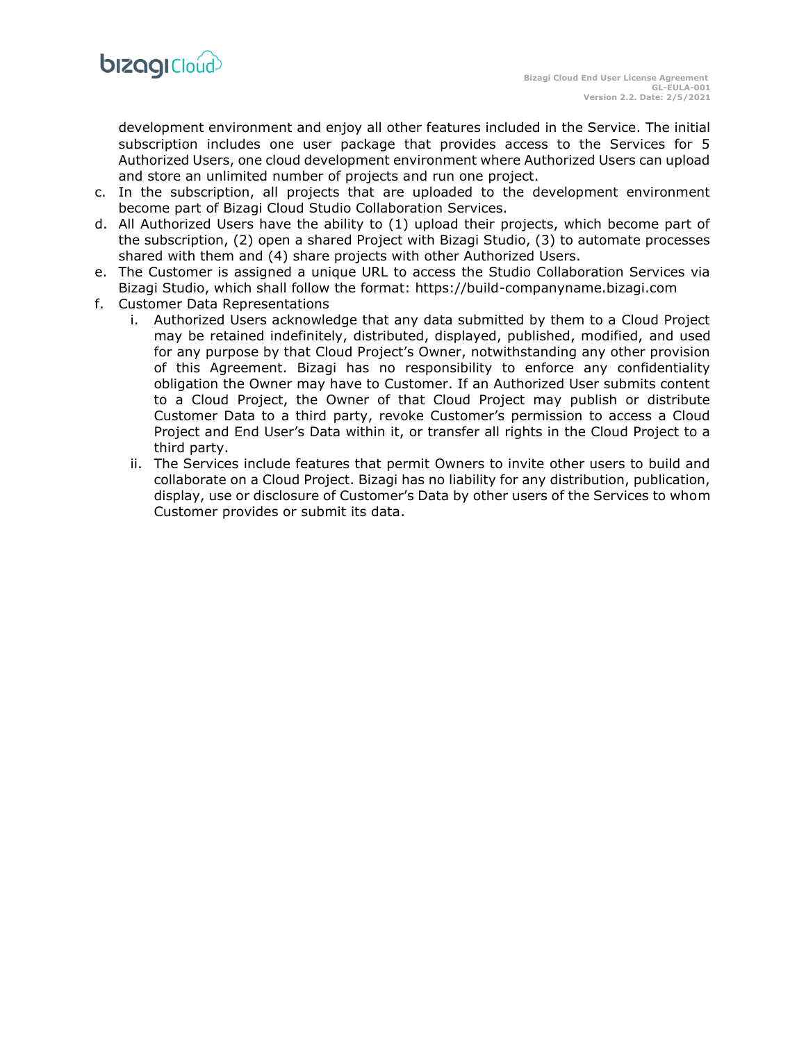development environment and enjoy all other features included in the Service. The initial subscription includes one user package that provides access to the Services for 5 Authorized Users, one cloud development environment where Authorized Users can upload and store an unlimited number of projects and run one project.

c. In the subscription, all projects that are uploaded to the development environment become part of Bizagi Cloud Studio Collaboration Services.

d. All Authorized Users have the ability to (1) upload their projects, which become part of the subscription, (2) open a shared Project with Bizagi Studio, (3) to automate processes shared with them and (4) share projects with other Authorized Users.

e. The Customer is assigned a unique URL to access the Studio Collaboration Services via Bizagi Studio, which shall follow the format: https://build-companyname.bizagi.com

f. Customer Data Representations

   i. Authorized Users acknowledge that any data submitted by them to a Cloud Project may be retained indefinitely, distributed, displayed, published, modified, and used for any purpose by that Cloud Project's Owner, notwithstanding any other provision of this Agreement. Bizagi has no responsibility to enforce any confidentiality obligation the Owner may have to Customer. If an Authorized User submits content to a Cloud Project, the Owner of that Cloud Project may publish or distribute Customer Data to a third party, revoke Customer's permission to access a Cloud Project and End User's Data within it, or transfer all rights in the Cloud Project to a third party.

   ii. The Services include features that permit Owners to invite other users to build and collaborate on a Cloud Project. Bizagi has no liability for any distribution, publication, display, use or disclosure of Customer's Data by other users of the Services to whom Customer provides or submit its data.